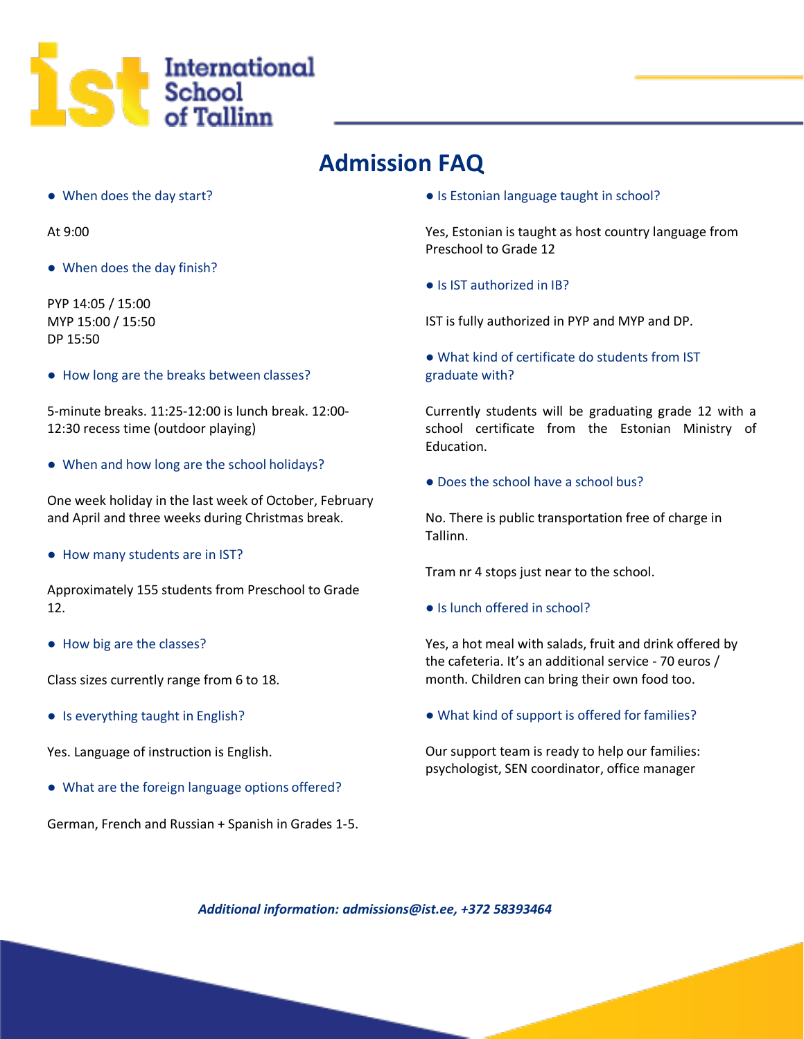International School of Tallinn

# Admission FAQ

- When does the day start?

At 9:00

- When does the day finish?

PYP 14:05 / 15:00
MYP 15:00 / 15:50
DP 15:50

- How long are the breaks between classes?

5-minute breaks. 11:25-12:00 is lunch break. 12:00-12:30 recess time (outdoor playing)

- When and how long are the school holidays?

One week holiday in the last week of October, February and April and three weeks during Christmas break.

- How many students are in IST?

Approximately 155 students from Preschool to Grade 12.

- How big are the classes?

Class sizes currently range from 6 to 18.

- Is everything taught in English?

Yes. Language of instruction is English.

- What are the foreign language options offered?

German, French and Russian + Spanish in Grades 1-5.

- Is Estonian language taught in school?

Yes, Estonian is taught as host country language from Preschool to Grade 12

- Is IST authorized in IB?

IST is fully authorized in PYP and MYP and DP.

- What kind of certificate do students from IST graduate with?

Currently students will be graduating grade 12 with a school certificate from the Estonian Ministry of Education.

- Does the school have a school bus?

No. There is public transportation free of charge in Tallinn.

Tram nr 4 stops just near to the school.

- Is lunch offered in school?

Yes, a hot meal with salads, fruit and drink offered by the cafeteria. It's an additional service - 70 euros / month. Children can bring their own food too.

- What kind of support is offered for families?

Our support team is ready to help our families: psychologist, SEN coordinator, office manager

***Additional information: admissions@ist.ee, +372 58393464***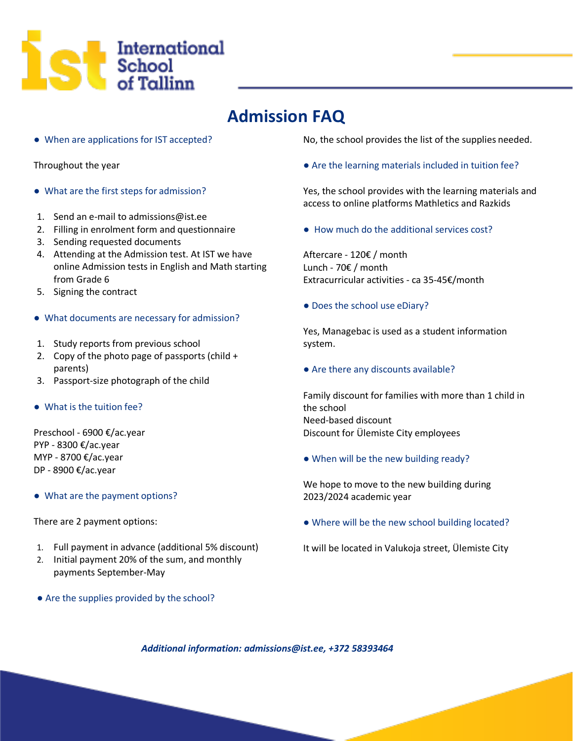International School of Tallinn

# Admission FAQ

- When are applications for IST accepted?

Throughout the year

- What are the first steps for admission?

1. Send an e-mail to admissions@ist.ee
2. Filling in enrolment form and questionnaire
3. Sending requested documents
4. Attending at the Admission test. At IST we have online Admission tests in English and Math starting from Grade 6
5. Signing the contract

- What documents are necessary for admission?

1. Study reports from previous school
2. Copy of the photo page of passports (child + parents)
3. Passport-size photograph of the child

- What is the tuition fee?

Preschool - 6900 €/ac.year
PYP - 8300 €/ac.year
MYP - 8700 €/ac.year
DP - 8900 €/ac.year

- What are the payment options?

There are 2 payment options:

1. Full payment in advance (additional 5% discount)
2. Initial payment 20% of the sum, and monthly payments September-May

- Are the supplies provided by the school?

No, the school provides the list of the supplies needed.

- Are the learning materials included in tuition fee?

Yes, the school provides with the learning materials and access to online platforms Mathletics and Razkids

- How much do the additional services cost?

Aftercare - 120€ / month
Lunch - 70€ / month
Extracurricular activities - ca 35-45€/month

- Does the school use eDiary?

Yes, Managebac is used as a student information system.

- Are there any discounts available?

Family discount for families with more than 1 child in the school
Need-based discount
Discount for Ülemiste City employees

- When will be the new building ready?

We hope to move to the new building during 2023/2024 academic year

- Where will be the new school building located?

It will be located in Valukoja street, Ülemiste City

***Additional information: admissions@ist.ee, +372 58393464***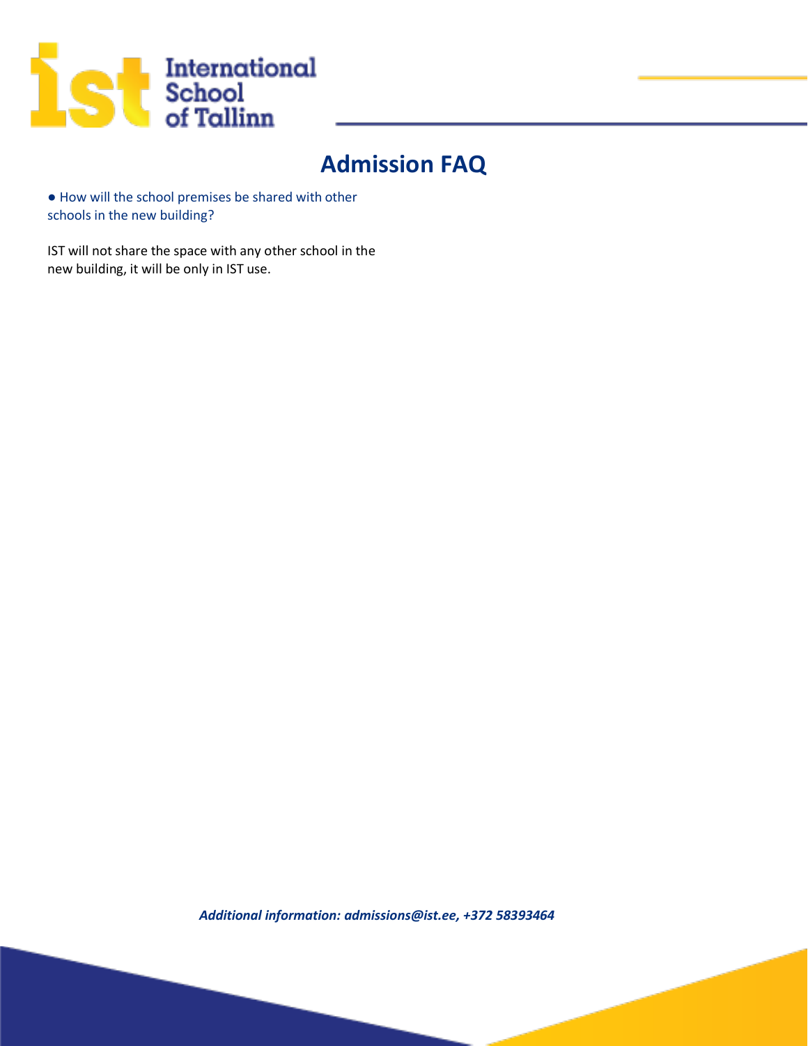# Admission FAQ

● How will the school premises be shared with other schools in the new building?

IST will not share the space with any other school in the new building, it will be only in IST use.

***Additional information: admissions@ist.ee, +372 58393464***